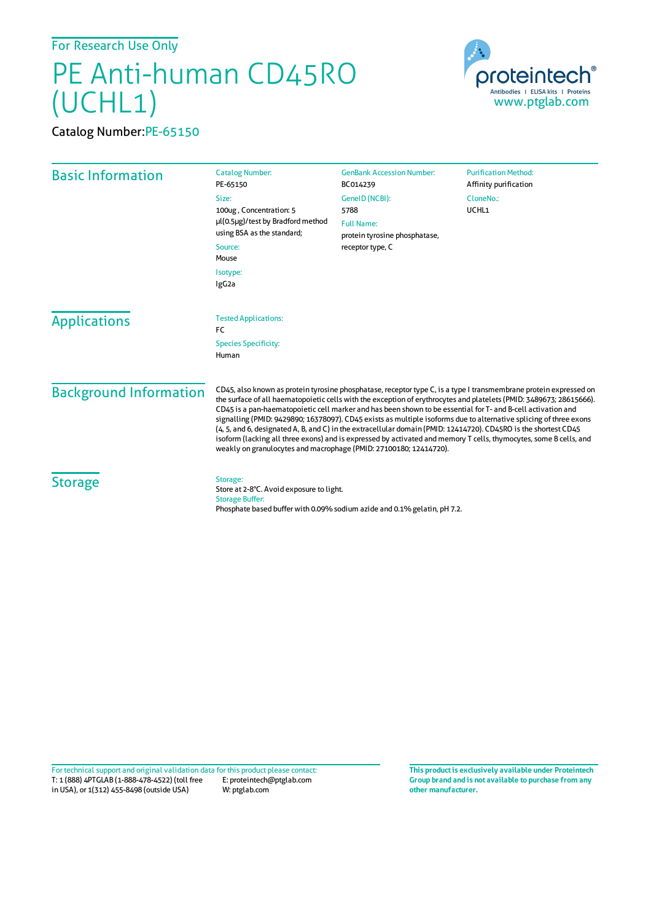For Research Use Only

# PE Anti-human CD45RO (UCHL1)

Catalog Number:PE-65150

proteintech®
Antibodies | ELISA kits | Proteins
www.ptglab.com

## Basic Information

**Catalog Number:**
PE-65150

**Size:**
100ug , Concentration: 5 μl(0.5μg)/test by Bradford method using BSA as the standard;

**Source:**
Mouse

**Isotype:**
IgG2a

**GenBank Accession Number:**
BC014239

**GeneID (NCBI):**
5788

**Full Name:**
protein tyrosine phosphatase, receptor type, C

**Purification Method:**
Affinity purification

**CloneNo.:**
UCHL1

## Applications

**Tested Applications:**
FC

**Species Specificity:**
Human

## Background Information

CD45, also known as protein tyrosine phosphatase, receptor type C, is a type I transmembrane protein expressed on the surface of all haematopoietic cells with the exception of erythrocytes and platelets (PMID: 3489673; 28615666). CD45 is a pan-haematopoietic cell marker and has been shown to be essential for T- and B-cell activation and signalling (PMID: 9429890; 16378097). CD45 exists as multiple isoforms due to alternative splicing of three exons (4, 5, and 6, designated A, B, and C) in the extracellular domain (PMID: 12414720). CD45RO is the shortest CD45 isoform (lacking all three exons) and is expressed by activated and memory T cells, thymocytes, some B cells, and weakly on granulocytes and macrophage (PMID: 27100180; 12414720).

## Storage

**Storage:**
Store at 2-8°C. Avoid exposure to light.

**Storage Buffer:**
Phosphate based buffer with 0.09% sodium azide and 0.1% gelatin, pH 7.2.

For technical support and original validation data for this product please contact:
T: 1 (888) 4PTGLAB (1-888-478-4522) (toll free in USA), or 1(312) 455-8498 (outside USA)
E: proteintech@ptglab.com
W: ptglab.com

**This product is exclusively available under Proteintech Group brand and is not available to purchase from any other manufacturer.**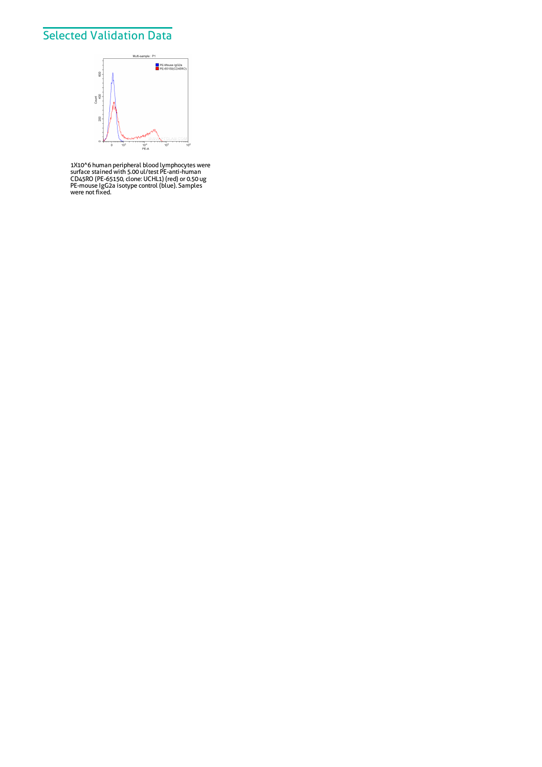## Selected Validation Data

Multi-sample : P1

PE-Mouse IgG2a
PE-65150(CD45RO)

Count

0
200
400
600

0
$10^3$
$10^4$
$10^5$

PE-A

1X10^6 human peripheral blood lymphocytes were surface stained with 5.00 ul/test PE-anti-human CD45RO (PE-65150, clone: UCHL1) (red) or 0.50 ug PE-mouse IgG2a isotype control (blue). Samples were not fixed.